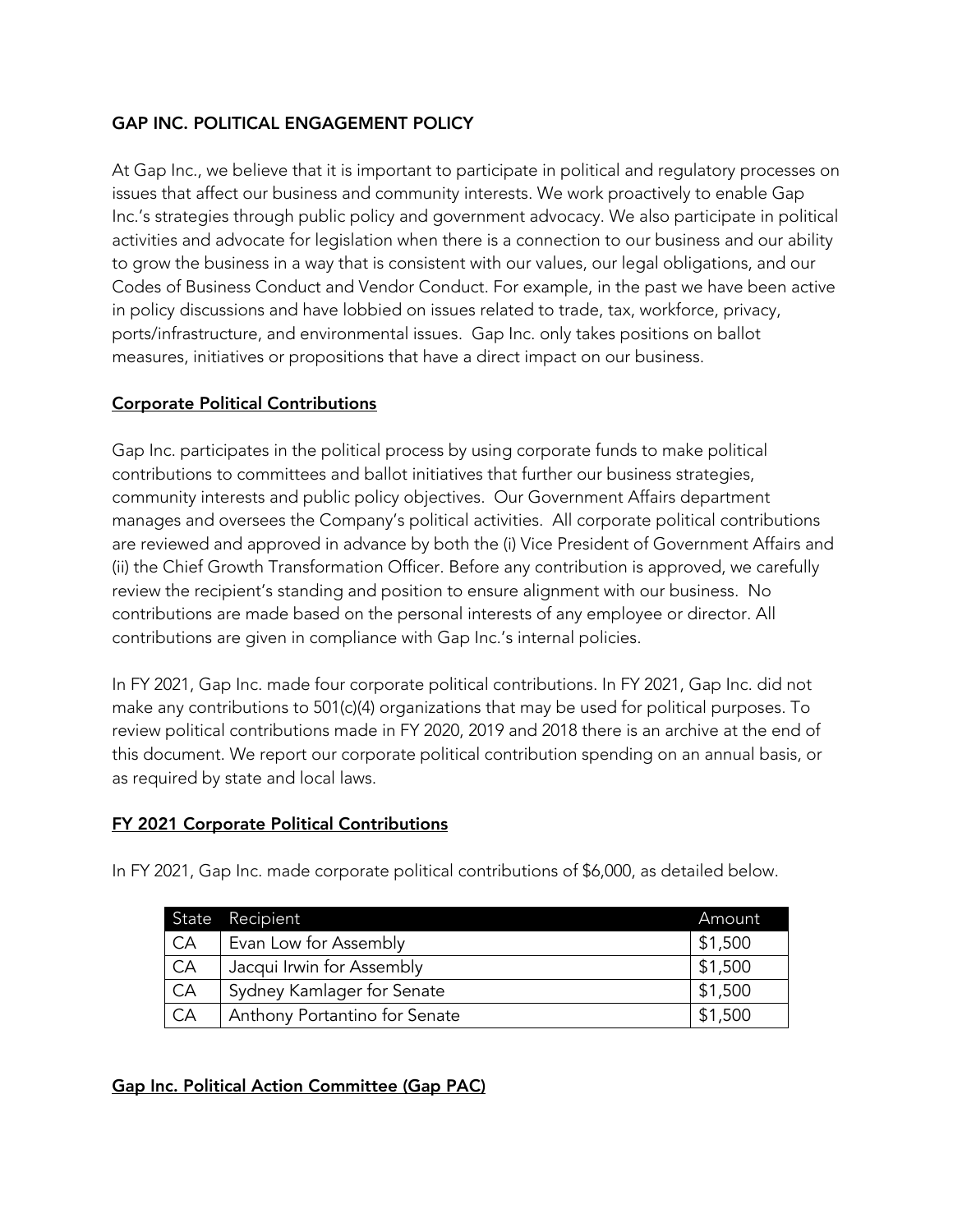# GAP INC. POLITICAL ENGAGEMENT POLICY

At Gap Inc., we believe that it is important to participate in political and regulatory processes on issues that affect our business and community interests. We work proactively to enable Gap Inc.'s strategies through public policy and government advocacy. We also participate in political activities and advocate for legislation when there is a connection to our business and our ability to grow the business in a way that is consistent with our values, our legal obligations, and our Codes of Business Conduct and Vendor Conduct. For example, in the past we have been active in policy discussions and have lobbied on issues related to trade, tax, workforce, privacy, ports/infrastructure, and environmental issues. Gap Inc. only takes positions on ballot measures, initiatives or propositions that have a direct impact on our business.

## Corporate Political Contributions

Gap Inc. participates in the political process by using corporate funds to make political contributions to committees and ballot initiatives that further our business strategies, community interests and public policy objectives. Our Government Affairs department manages and oversees the Company's political activities. All corporate political contributions are reviewed and approved in advance by both the (i) Vice President of Government Affairs and (ii) the Chief Growth Transformation Officer. Before any contribution is approved, we carefully review the recipient's standing and position to ensure alignment with our business. No contributions are made based on the personal interests of any employee or director. All contributions are given in compliance with Gap Inc.'s internal policies.

In FY 2021, Gap Inc. made four corporate political contributions. In FY 2021, Gap Inc. did not make any contributions to 501(c)(4) organizations that may be used for political purposes. To review political contributions made in FY 2020, 2019 and 2018 there is an archive at the end of this document. We report our corporate political contribution spending on an annual basis, or as required by state and local laws.

## FY 2021 Corporate Political Contributions

In FY 2021, Gap Inc. made corporate political contributions of $6,000, as detailed below.

| State | Recipient | Amount |
|---|---|---|
| CA | Evan Low for Assembly | $1,500 |
| CA | Jacqui Irwin for Assembly | $1,500 |
| CA | Sydney Kamlager for Senate | $1,500 |
| CA | Anthony Portantino for Senate | $1,500 |

## Gap Inc. Political Action Committee (Gap PAC)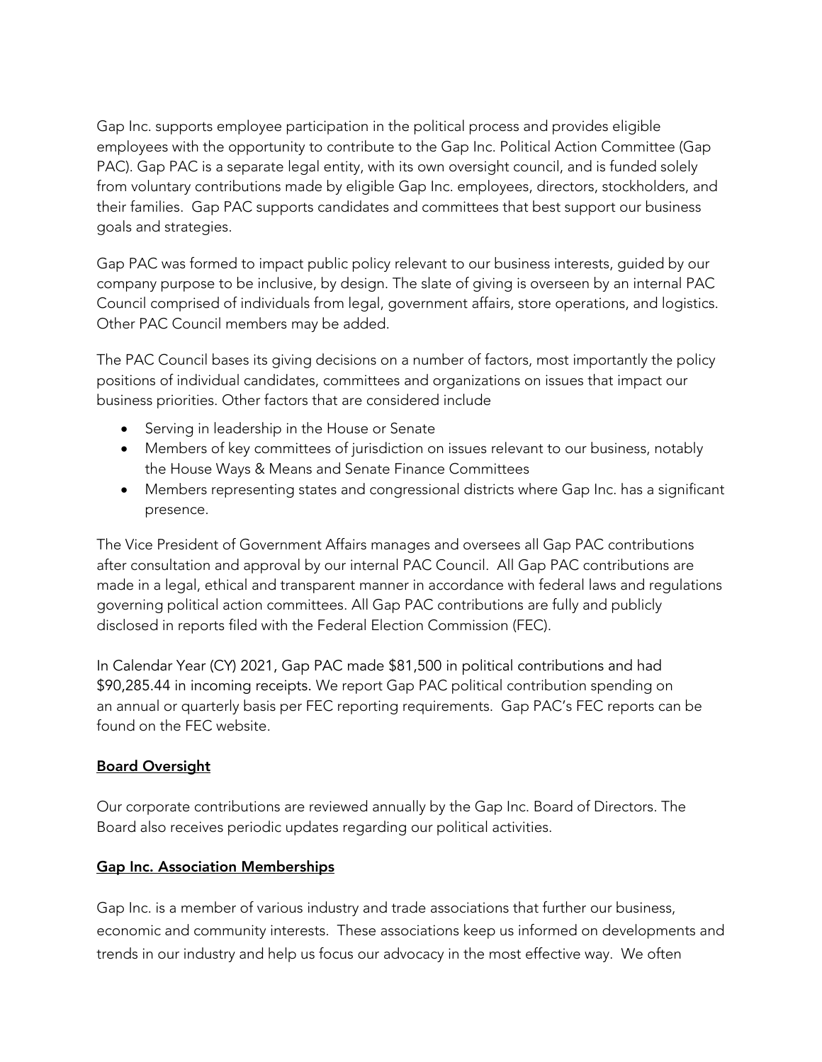Gap Inc. supports employee participation in the political process and provides eligible employees with the opportunity to contribute to the Gap Inc. Political Action Committee (Gap PAC). Gap PAC is a separate legal entity, with its own oversight council, and is funded solely from voluntary contributions made by eligible Gap Inc. employees, directors, stockholders, and their families. Gap PAC supports candidates and committees that best support our business goals and strategies.

Gap PAC was formed to impact public policy relevant to our business interests, guided by our company purpose to be inclusive, by design. The slate of giving is overseen by an internal PAC Council comprised of individuals from legal, government affairs, store operations, and logistics. Other PAC Council members may be added.

The PAC Council bases its giving decisions on a number of factors, most importantly the policy positions of individual candidates, committees and organizations on issues that impact our business priorities. Other factors that are considered include

- Serving in leadership in the House or Senate
- Members of key committees of jurisdiction on issues relevant to our business, notably the House Ways & Means and Senate Finance Committees
- Members representing states and congressional districts where Gap Inc. has a significant presence.

The Vice President of Government Affairs manages and oversees all Gap PAC contributions after consultation and approval by our internal PAC Council. All Gap PAC contributions are made in a legal, ethical and transparent manner in accordance with federal laws and regulations governing political action committees. All Gap PAC contributions are fully and publicly disclosed in reports filed with the Federal Election Commission (FEC).

In Calendar Year (CY) 2021, Gap PAC made $81,500 in political contributions and had $90,285.44 in incoming receipts. We report Gap PAC political contribution spending on an annual or quarterly basis per FEC reporting requirements. Gap PAC's FEC reports can be found on the FEC website.

## Board Oversight

Our corporate contributions are reviewed annually by the Gap Inc. Board of Directors. The Board also receives periodic updates regarding our political activities.

## Gap Inc. Association Memberships

Gap Inc. is a member of various industry and trade associations that further our business, economic and community interests. These associations keep us informed on developments and trends in our industry and help us focus our advocacy in the most effective way. We often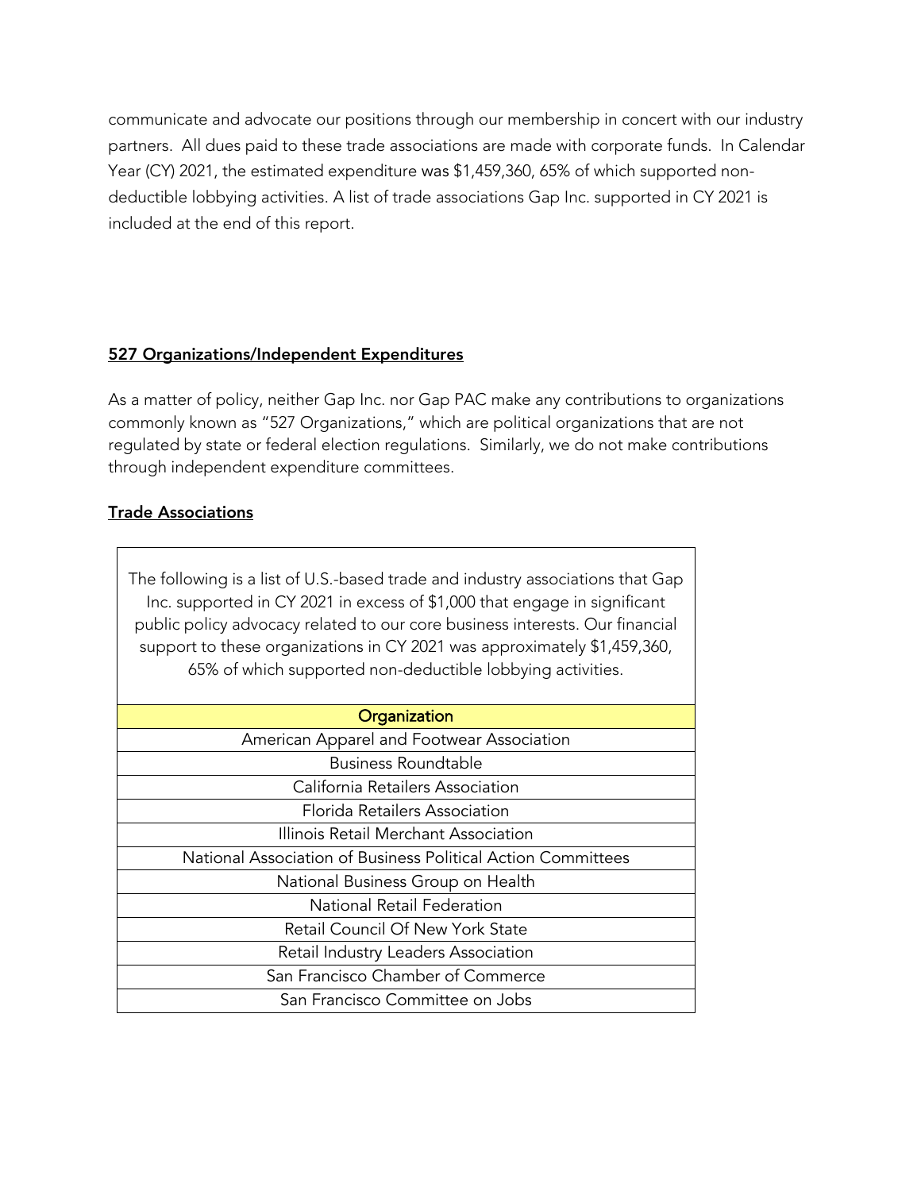communicate and advocate our positions through our membership in concert with our industry partners. All dues paid to these trade associations are made with corporate funds. In Calendar Year (CY) 2021, the estimated expenditure was $1,459,360, 65% of which supported non-deductible lobbying activities. A list of trade associations Gap Inc. supported in CY 2021 is included at the end of this report.

## 527 Organizations/Independent Expenditures

As a matter of policy, neither Gap Inc. nor Gap PAC make any contributions to organizations commonly known as "527 Organizations," which are political organizations that are not regulated by state or federal election regulations. Similarly, we do not make contributions through independent expenditure committees.

## Trade Associations

The following is a list of U.S.-based trade and industry associations that Gap Inc. supported in CY 2021 in excess of $1,000 that engage in significant public policy advocacy related to our core business interests. Our financial support to these organizations in CY 2021 was approximately $1,459,360, 65% of which supported non-deductible lobbying activities.

| Organization |
| --- |
| American Apparel and Footwear Association |
| Business Roundtable |
| California Retailers Association |
| Florida Retailers Association |
| Illinois Retail Merchant Association |
| National Association of Business Political Action Committees |
| National Business Group on Health |
| National Retail Federation |
| Retail Council Of New York State |
| Retail Industry Leaders Association |
| San Francisco Chamber of Commerce |
| San Francisco Committee on Jobs |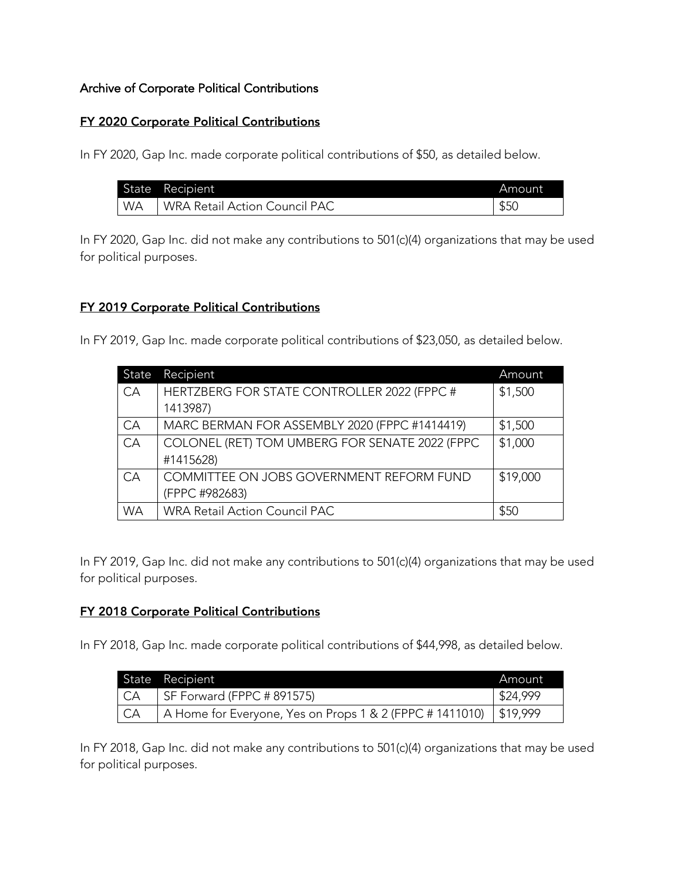Archive of Corporate Political Contributions

## FY 2020 Corporate Political Contributions

In FY 2020, Gap Inc. made corporate political contributions of $50, as detailed below.

| State | Recipient | Amount |
|---|---|---|
| WA | WRA Retail Action Council PAC | $50 |

In FY 2020, Gap Inc. did not make any contributions to 501(c)(4) organizations that may be used for political purposes.

## FY 2019 Corporate Political Contributions

In FY 2019, Gap Inc. made corporate political contributions of $23,050, as detailed below.

| State | Recipient | Amount |
|---|---|---|
| CA | HERTZBERG FOR STATE CONTROLLER 2022 (FPPC # 1413987) | $1,500 |
| CA | MARC BERMAN FOR ASSEMBLY 2020 (FPPC #1414419) | $1,500 |
| CA | COLONEL (RET) TOM UMBERG FOR SENATE 2022 (FPPC #1415628) | $1,000 |
| CA | COMMITTEE ON JOBS GOVERNMENT REFORM FUND (FPPC #982683) | $19,000 |
| WA | WRA Retail Action Council PAC | $50 |

In FY 2019, Gap Inc. did not make any contributions to 501(c)(4) organizations that may be used for political purposes.

## FY 2018 Corporate Political Contributions

In FY 2018, Gap Inc. made corporate political contributions of $44,998, as detailed below.

| State | Recipient | Amount |
|---|---|---|
| CA | SF Forward (FPPC # 891575) | $24,999 |
| CA | A Home for Everyone, Yes on Props 1 & 2 (FPPC # 1411010) | $19,999 |

In FY 2018, Gap Inc. did not make any contributions to 501(c)(4) organizations that may be used for political purposes.